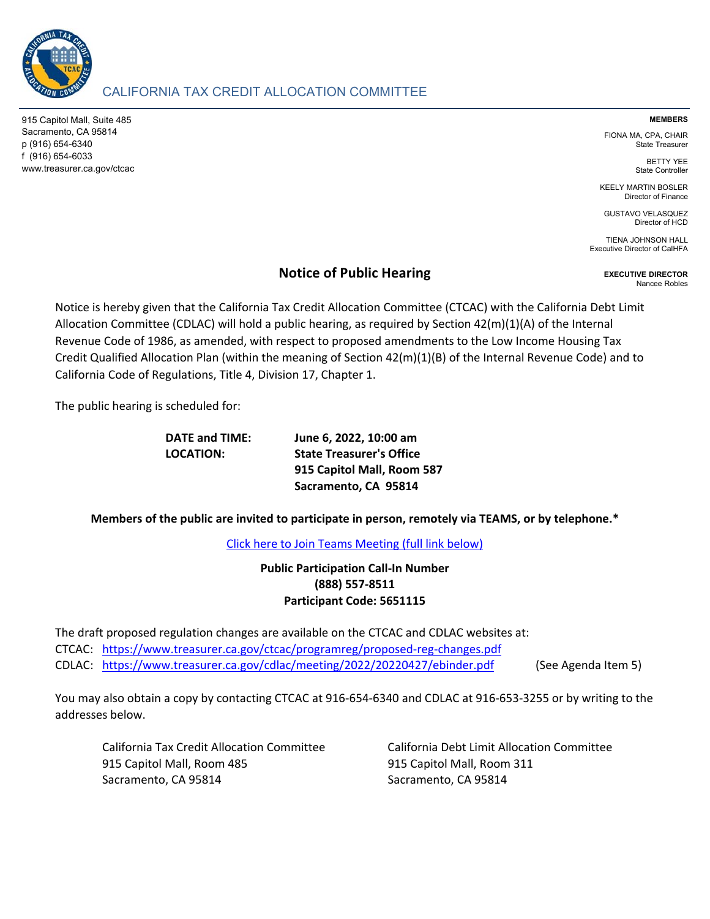# CALIFORNIA TAX CREDIT ALLOCATION COMMITTEE

915 Capitol Mall, Suite 485
Sacramento, CA 95814
p (916) 654-6340
f (916) 654-6033
www.treasurer.ca.gov/ctcac

**MEMBERS**

FIONA MA, CPA, CHAIR
State Treasurer

BETTY YEE
State Controller

KEELY MARTIN BOSLER
Director of Finance

GUSTAVO VELASQUEZ
Director of HCD

TIENA JOHNSON HALL
Executive Director of CalHFA

**EXECUTIVE DIRECTOR**
Nancee Robles

## Notice of Public Hearing

Notice is hereby given that the California Tax Credit Allocation Committee (CTCAC) with the California Debt Limit Allocation Committee (CDLAC) will hold a public hearing, as required by Section 42(m)(1)(A) of the Internal Revenue Code of 1986, as amended, with respect to proposed amendments to the Low Income Housing Tax Credit Qualified Allocation Plan (within the meaning of Section 42(m)(1)(B) of the Internal Revenue Code) and to California Code of Regulations, Title 4, Division 17, Chapter 1.

The public hearing is scheduled for:

**DATE and TIME:** **June 6, 2022, 10:00 am**
**LOCATION:** **State Treasurer's Office**
**915 Capitol Mall, Room 587**
**Sacramento, CA 95814**

**Members of the public are invited to participate in person, remotely via TEAMS, or by telephone.***

Click here to Join Teams Meeting (full link below)

**Public Participation Call-In Number**
**(888) 557-8511**
**Participant Code: 5651115**

The draft proposed regulation changes are available on the CTCAC and CDLAC websites at:
CTCAC: https://www.treasurer.ca.gov/ctcac/programreg/proposed-reg-changes.pdf
CDLAC: https://www.treasurer.ca.gov/cdlac/meeting/2022/20220427/ebinder.pdf (See Agenda Item 5)

You may also obtain a copy by contacting CTCAC at 916-654-6340 and CDLAC at 916-653-3255 or by writing to the addresses below.

California Tax Credit Allocation Committee
915 Capitol Mall, Room 485
Sacramento, CA 95814

California Debt Limit Allocation Committee
915 Capitol Mall, Room 311
Sacramento, CA 95814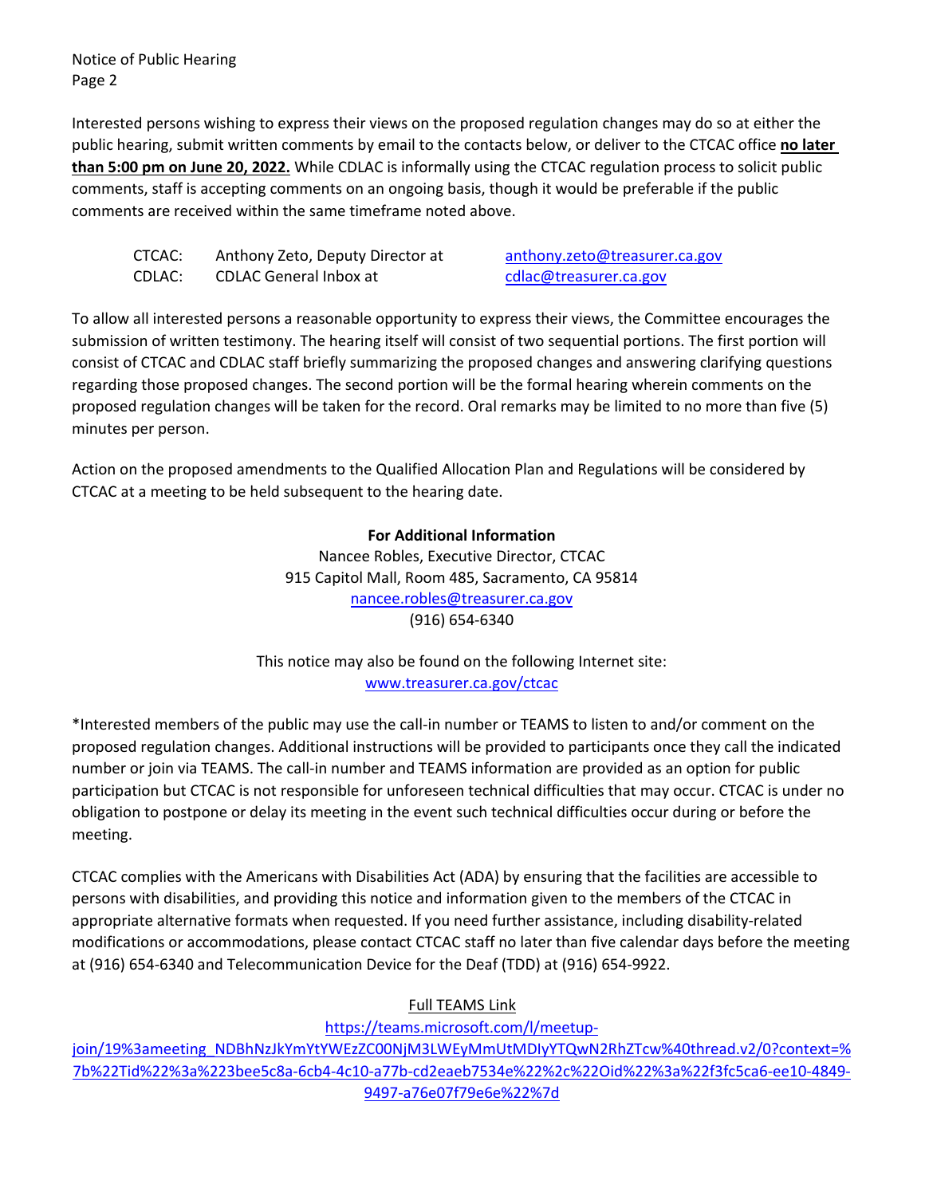Interested persons wishing to express their views on the proposed regulation changes may do so at either the public hearing, submit written comments by email to the contacts below, or deliver to the CTCAC office **no later than 5:00 pm on June 20, 2022.** While CDLAC is informally using the CTCAC regulation process to solicit public comments, staff is accepting comments on an ongoing basis, though it would be preferable if the public comments are received within the same timeframe noted above.

| | | |
|---|---|---|
| CTCAC: | Anthony Zeto, Deputy Director at | anthony.zeto@treasurer.ca.gov |
| CDLAC: | CDLAC General Inbox at | cdlac@treasurer.ca.gov |

To allow all interested persons a reasonable opportunity to express their views, the Committee encourages the submission of written testimony. The hearing itself will consist of two sequential portions. The first portion will consist of CTCAC and CDLAC staff briefly summarizing the proposed changes and answering clarifying questions regarding those proposed changes. The second portion will be the formal hearing wherein comments on the proposed regulation changes will be taken for the record. Oral remarks may be limited to no more than five (5) minutes per person.

Action on the proposed amendments to the Qualified Allocation Plan and Regulations will be considered by CTCAC at a meeting to be held subsequent to the hearing date.

**For Additional Information**

Nancee Robles, Executive Director, CTCAC
915 Capitol Mall, Room 485, Sacramento, CA 95814
nancee.robles@treasurer.ca.gov
(916) 654-6340

This notice may also be found on the following Internet site:
www.treasurer.ca.gov/ctcac

*Interested members of the public may use the call-in number or TEAMS to listen to and/or comment on the proposed regulation changes. Additional instructions will be provided to participants once they call the indicated number or join via TEAMS. The call-in number and TEAMS information are provided as an option for public participation but CTCAC is not responsible for unforeseen technical difficulties that may occur. CTCAC is under no obligation to postpone or delay its meeting in the event such technical difficulties occur during or before the meeting.

CTCAC complies with the Americans with Disabilities Act (ADA) by ensuring that the facilities are accessible to persons with disabilities, and providing this notice and information given to the members of the CTCAC in appropriate alternative formats when requested. If you need further assistance, including disability-related modifications or accommodations, please contact CTCAC staff no later than five calendar days before the meeting at (916) 654-6340 and Telecommunication Device for the Deaf (TDD) at (916) 654-9922.

Full TEAMS Link

https://teams.microsoft.com/l/meetup-join/19%3ameeting_NDBhNzJkYmYtYWEzZC00NjM3LWEyMmUtMDIyYTQwN2RhZTcw%40thread.v2/0?context=%7b%22Tid%22%3a%223bee5c8a-6cb4-4c10-a77b-cd2eaeb7534e%22%2c%22Oid%22%3a%22f3fc5ca6-ee10-4849-9497-a76e07f79e6e%22%7d